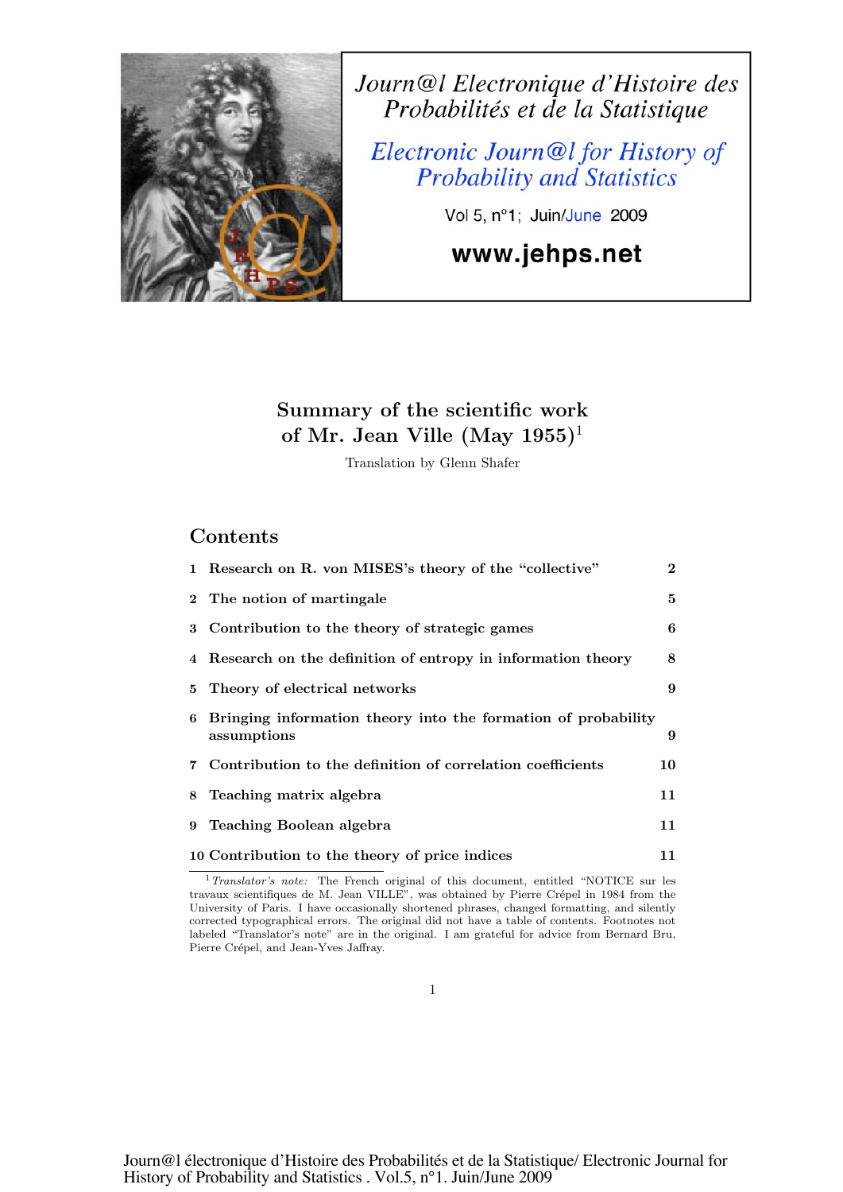# Summary of the scientific work of Mr. Jean Ville (May 1955)[1]

Translation by Glenn Shafer

## Contents

1 Research on R. von MISES's theory of the "collective" — 2

2 The notion of martingale — 5

3 Contribution to the theory of strategic games — 6

4 Research on the definition of entropy in information theory — 8

5 Theory of electrical networks — 9

6 Bringing information theory into the formation of probability assumptions — 9

7 Contribution to the definition of correlation coefficients — 10

8 Teaching matrix algebra — 11

9 Teaching Boolean algebra — 11

10 Contribution to the theory of price indices — 11

[1] *Translator's note:* The French original of this document, entitled "NOTICE sur les travaux scientifiques de M. Jean VILLE", was obtained by Pierre Crépel in 1984 from the University of Paris. I have occasionally shortened phrases, changed formatting, and silently corrected typographical errors. The original did not have a table of contents. Footnotes not labeled "Translator's note" are in the original. I am grateful for advice from Bernard Bru, Pierre Crépel, and Jean-Yves Jaffray.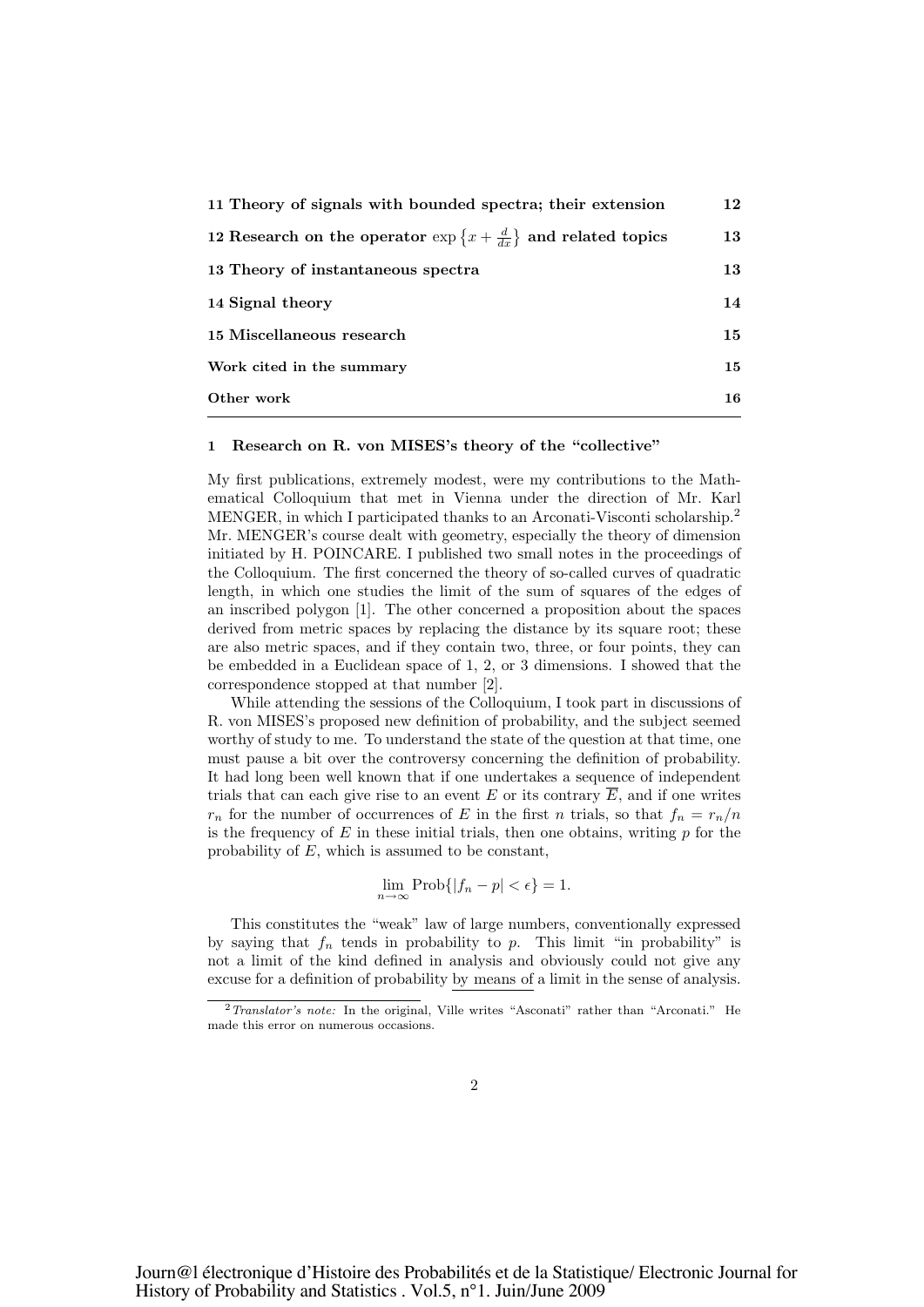| | |
|---|---|
| **11 Theory of signals with bounded spectra; their extension** | **12** |
| **12 Research on the operator** $\exp\left\{x + \frac{d}{dx}\right\}$ **and related topics** | **13** |
| **13 Theory of instantaneous spectra** | **13** |
| **14 Signal theory** | **14** |
| **15 Miscellaneous research** | **15** |
| **Work cited in the summary** | **15** |
| **Other work** | **16** |

## 1 Research on R. von MISES's theory of the "collective"

My first publications, extremely modest, were my contributions to the Mathematical Colloquium that met in Vienna under the direction of Mr. Karl MENGER, in which I participated thanks to an Arconati-Visconti scholarship.[2] Mr. MENGER's course dealt with geometry, especially the theory of dimension initiated by H. POINCARE. I published two small notes in the proceedings of the Colloquium. The first concerned the theory of so-called curves of quadratic length, in which one studies the limit of the sum of squares of the edges of an inscribed polygon [1]. The other concerned a proposition about the spaces derived from metric spaces by replacing the distance by its square root; these are also metric spaces, and if they contain two, three, or four points, they can be embedded in a Euclidean space of 1, 2, or 3 dimensions. I showed that the correspondence stopped at that number [2].

While attending the sessions of the Colloquium, I took part in discussions of R. von MISES's proposed new definition of probability, and the subject seemed worthy of study to me. To understand the state of the question at that time, one must pause a bit over the controversy concerning the definition of probability. It had long been well known that if one undertakes a sequence of independent trials that can each give rise to an event $E$ or its contrary $\overline{E}$, and if one writes $r_n$ for the number of occurrences of $E$ in the first $n$ trials, so that $f_n = r_n/n$ is the frequency of $E$ in these initial trials, then one obtains, writing $p$ for the probability of $E$, which is assumed to be constant,

$$\lim_{n\to\infty} \text{Prob}\{|f_n - p| < \epsilon\} = 1.$$

This constitutes the "weak" law of large numbers, conventionally expressed by saying that $f_n$ tends in probability to $p$. This limit "in probability" is not a limit of the kind defined in analysis and obviously could not give any excuse for a definition of probability <u>by means of</u> a limit in the sense of analysis.

[2] *Translator's note:* In the original, Ville writes "Asconati" rather than "Arconati." He made this error on numerous occasions.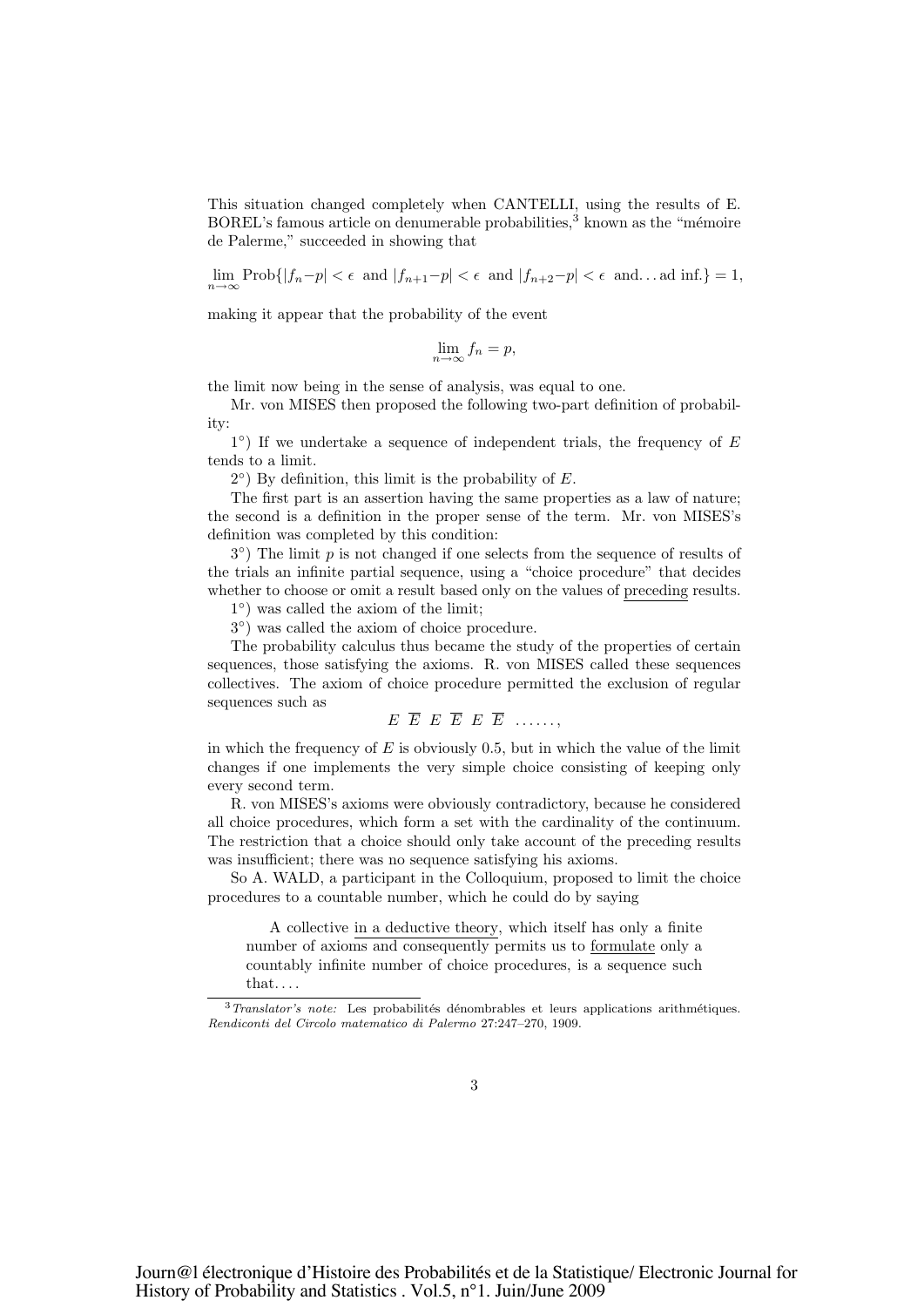This situation changed completely when CANTELLI, using the results of E. BOREL's famous article on denumerable probabilities,[3] known as the "mémoire de Palerme," succeeded in showing that

$$\lim_{n\to\infty} \text{Prob}\{|f_n - p| < \epsilon \text{ and } |f_{n+1} - p| < \epsilon \text{ and } |f_{n+2} - p| < \epsilon \text{ and} \ldots \text{ad inf.}\} = 1,$$

making it appear that the probability of the event

$$\lim_{n\to\infty} f_n = p,$$

the limit now being in the sense of analysis, was equal to one.

Mr. von MISES then proposed the following two-part definition of probability:

1°) If we undertake a sequence of independent trials, the frequency of $E$ tends to a limit.

2°) By definition, this limit is the probability of $E$.

The first part is an assertion having the same properties as a law of nature; the second is a definition in the proper sense of the term. Mr. von MISES's definition was completed by this condition:

3°) The limit $p$ is not changed if one selects from the sequence of results of the trials an infinite partial sequence, using a "choice procedure" that decides whether to choose or omit a result based only on the values of <u>preceding</u> results.

1°) was called the axiom of the limit;

3°) was called the axiom of choice procedure.

The probability calculus thus became the study of the properties of certain sequences, those satisfying the axioms. R. von MISES called these sequences collectives. The axiom of choice procedure permitted the exclusion of regular sequences such as

$$E \ \overline{E} \ E \ \overline{E} \ E \ \overline{E} \ \ldots\ldots,$$

in which the frequency of $E$ is obviously 0.5, but in which the value of the limit changes if one implements the very simple choice consisting of keeping only every second term.

R. von MISES's axioms were obviously contradictory, because he considered all choice procedures, which form a set with the cardinality of the continuum. The restriction that a choice should only take account of the preceding results was insufficient; there was no sequence satisfying his axioms.

So A. WALD, a participant in the Colloquium, proposed to limit the choice procedures to a countable number, which he could do by saying

> A collective <u>in a deductive theory</u>, which itself has only a finite number of axioms and consequently permits us to <u>formulate</u> only a countably infinite number of choice procedures, is a sequence such that....

[3] *Translator's note:* Les probabilités dénombrables et leurs applications arithmétiques. *Rendiconti del Circolo matematico di Palermo* 27:247–270, 1909.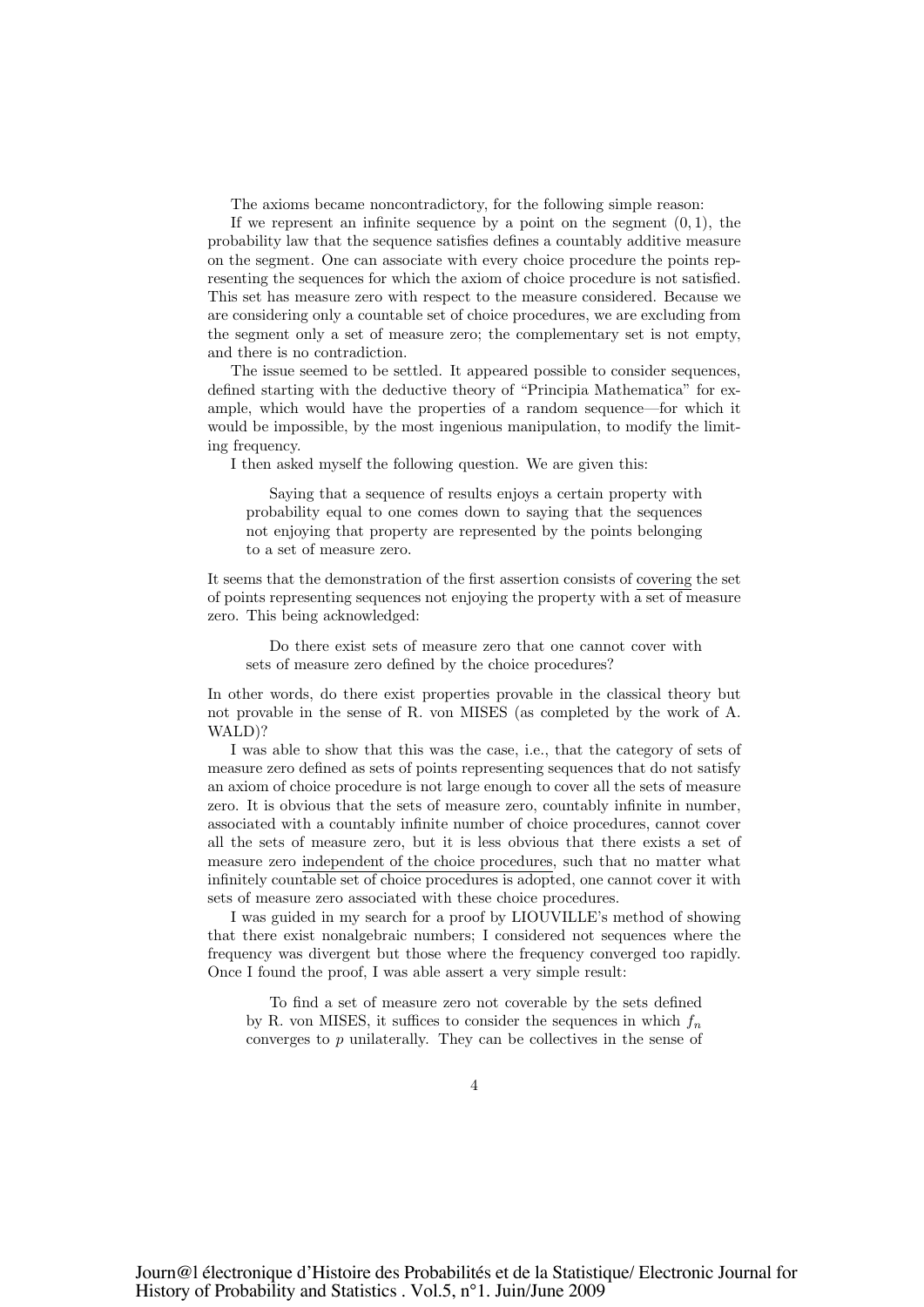The axioms became noncontradictory, for the following simple reason:

If we represent an infinite sequence by a point on the segment $(0, 1)$, the probability law that the sequence satisfies defines a countably additive measure on the segment. One can associate with every choice procedure the points representing the sequences for which the axiom of choice procedure is not satisfied. This set has measure zero with respect to the measure considered. Because we are considering only a countable set of choice procedures, we are excluding from the segment only a set of measure zero; the complementary set is not empty, and there is no contradiction.

The issue seemed to be settled. It appeared possible to consider sequences, defined starting with the deductive theory of "Principia Mathematica" for example, which would have the properties of a random sequence—for which it would be impossible, by the most ingenious manipulation, to modify the limiting frequency.

I then asked myself the following question. We are given this:

> Saying that a sequence of results enjoys a certain property with probability equal to one comes down to saying that the sequences not enjoying that property are represented by the points belonging to a set of measure zero.

It seems that the demonstration of the first assertion consists of <u>covering</u> the set of points representing sequences not enjoying the property with <u>a set of measure zero</u>. This being acknowledged:

> Do there exist sets of measure zero that one cannot cover with sets of measure zero defined by the choice procedures?

In other words, do there exist properties provable in the classical theory but not provable in the sense of R. von MISES (as completed by the work of A. WALD)?

I was able to show that this was the case, i.e., that the category of sets of measure zero defined as sets of points representing sequences that do not satisfy an axiom of choice procedure is not large enough to cover all the sets of measure zero. It is obvious that the sets of measure zero, countably infinite in number, associated with a countably infinite number of choice procedures, cannot cover all the sets of measure zero, but it is less obvious that there exists a set of measure zero <u>independent of the choice procedures</u>, such that no matter what infinitely countable set of choice procedures is adopted, one cannot cover it with sets of measure zero associated with these choice procedures.

I was guided in my search for a proof by LIOUVILLE's method of showing that there exist nonalgebraic numbers; I considered not sequences where the frequency was divergent but those where the frequency converged too rapidly. Once I found the proof, I was able assert a very simple result:

> To find a set of measure zero not coverable by the sets defined by R. von MISES, it suffices to consider the sequences in which $f_n$ converges to $p$ unilaterally. They can be collectives in the sense of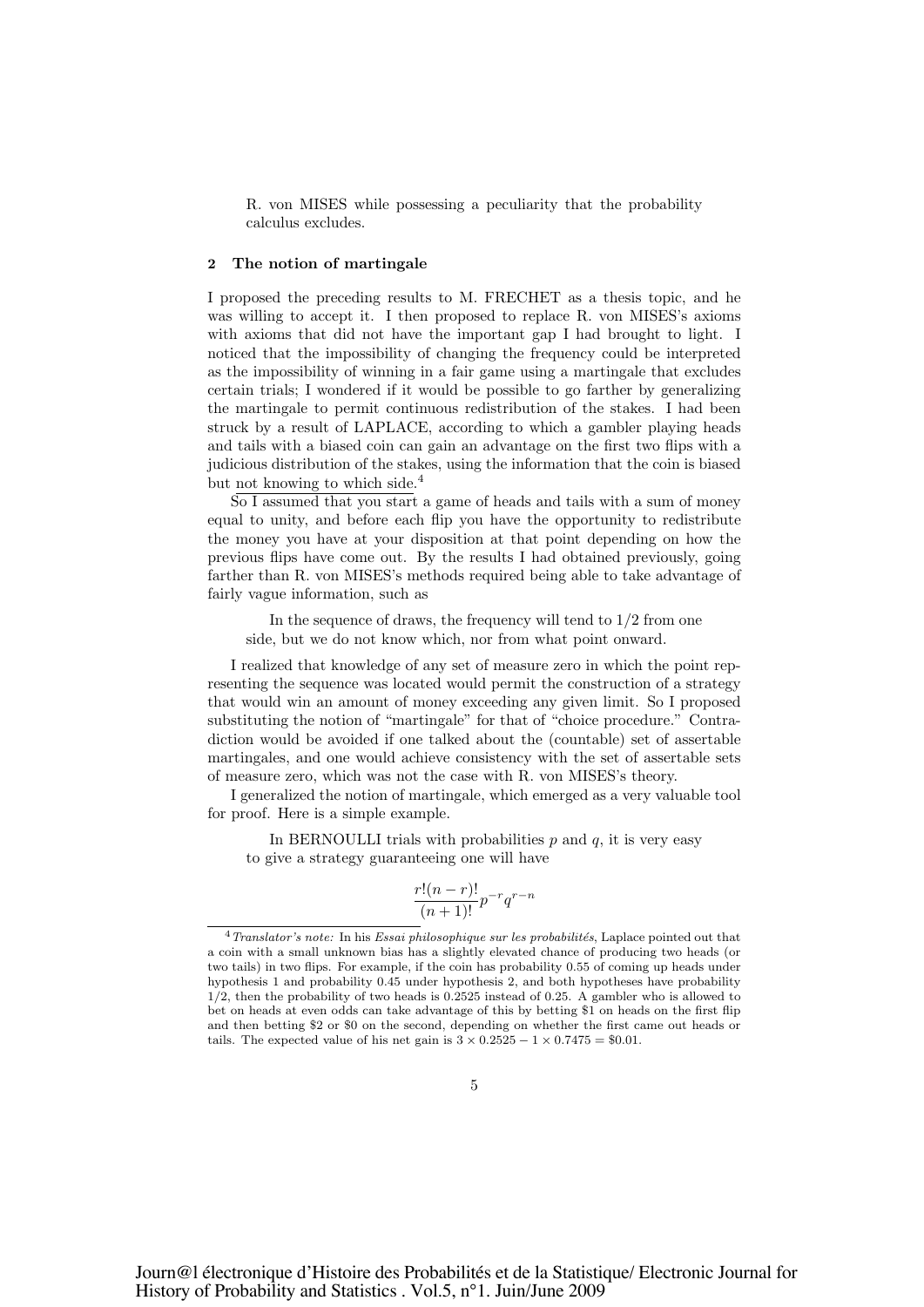R. von MISES while possessing a peculiarity that the probability calculus excludes.

## 2 The notion of martingale

I proposed the preceding results to M. FRECHET as a thesis topic, and he was willing to accept it. I then proposed to replace R. von MISES's axioms with axioms that did not have the important gap I had brought to light. I noticed that the impossibility of changing the frequency could be interpreted as the impossibility of winning in a fair game using a martingale that excludes certain trials; I wondered if it would be possible to go farther by generalizing the martingale to permit continuous redistribution of the stakes. I had been struck by a result of LAPLACE, according to which a gambler playing heads and tails with a biased coin can gain an advantage on the first two flips with a judicious distribution of the stakes, using the information that the coin is biased but not knowing to which side.[4]

So I assumed that you start a game of heads and tails with a sum of money equal to unity, and before each flip you have the opportunity to redistribute the money you have at your disposition at that point depending on how the previous flips have come out. By the results I had obtained previously, going farther than R. von MISES's methods required being able to take advantage of fairly vague information, such as

> In the sequence of draws, the frequency will tend to 1/2 from one side, but we do not know which, nor from what point onward.

I realized that knowledge of any set of measure zero in which the point representing the sequence was located would permit the construction of a strategy that would win an amount of money exceeding any given limit. So I proposed substituting the notion of "martingale" for that of "choice procedure." Contradiction would be avoided if one talked about the (countable) set of assertable martingales, and one would achieve consistency with the set of assertable sets of measure zero, which was not the case with R. von MISES's theory.

I generalized the notion of martingale, which emerged as a very valuable tool for proof. Here is a simple example.

> In BERNOULLI trials with probabilities $p$ and $q$, it is very easy to give a strategy guaranteeing one will have
>
> $$\frac{r!(n-r)!}{(n+1)!}p^{-r}q^{r-n}$$

---

[4] *Translator's note:* In his *Essai philosophique sur les probabilités*, Laplace pointed out that a coin with a small unknown bias has a slightly elevated chance of producing two heads (or two tails) in two flips. For example, if the coin has probability 0.55 of coming up heads under hypothesis 1 and probability 0.45 under hypothesis 2, and both hypotheses have probability 1/2, then the probability of two heads is 0.2525 instead of 0.25. A gambler who is allowed to bet on heads at even odds can take advantage of this by betting \$1 on heads on the first flip and then betting \$2 or \$0 on the second, depending on whether the first came out heads or tails. The expected value of his net gain is $3 \times 0.2525 - 1 \times 0.7475 = \$0.01$.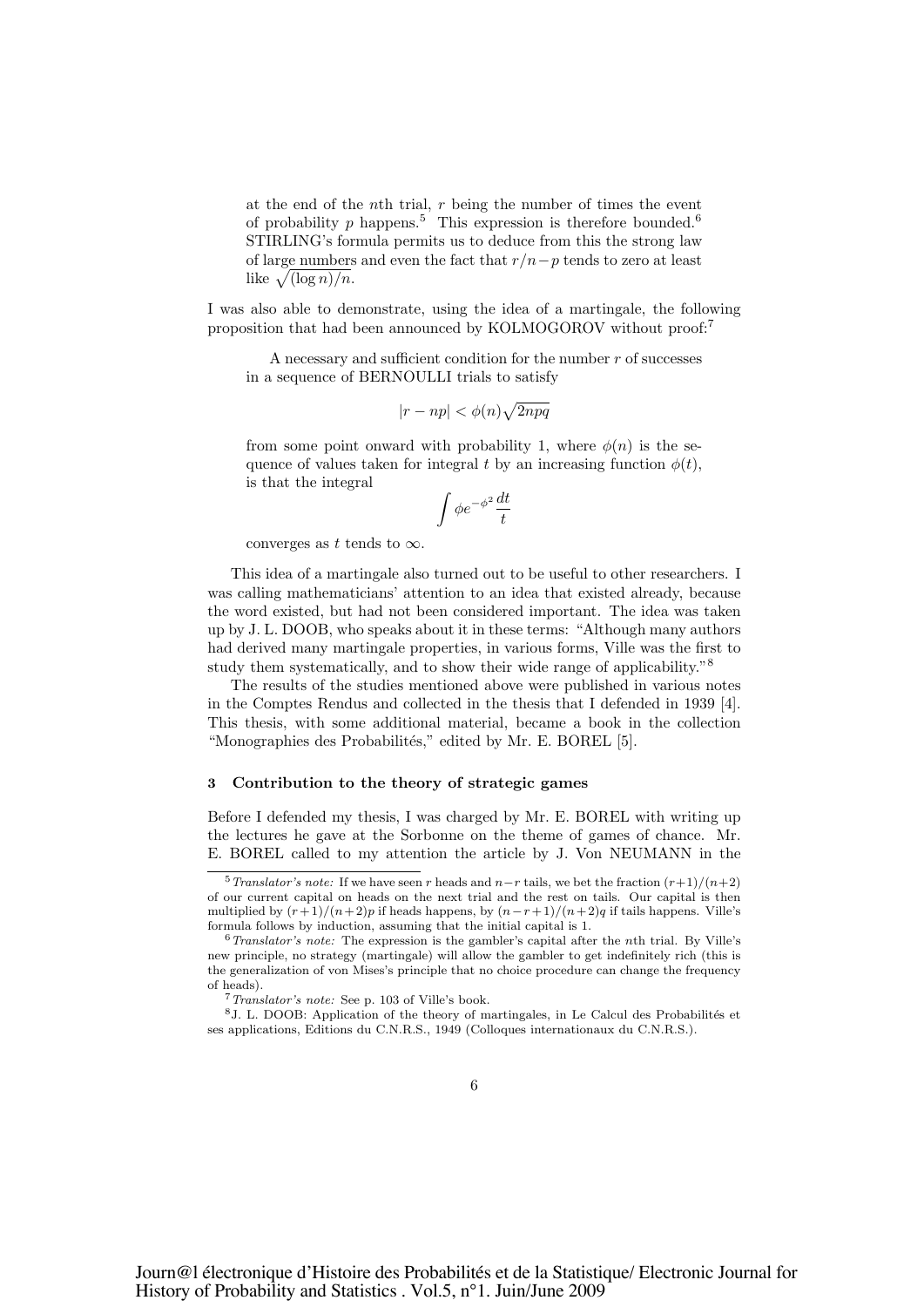> at the end of the $n$th trial, $r$ being the number of times the event of probability $p$ happens.[5] This expression is therefore bounded.[6] STIRLING's formula permits us to deduce from this the strong law of large numbers and even the fact that $r/n - p$ tends to zero at least like $\sqrt{(\log n)/n}$.

I was also able to demonstrate, using the idea of a martingale, the following proposition that had been announced by KOLMOGOROV without proof:[7]

> A necessary and sufficient condition for the number $r$ of successes in a sequence of BERNOULLI trials to satisfy
>
> $$|r - np| < \phi(n)\sqrt{2npq}$$
>
> from some point onward with probability 1, where $\phi(n)$ is the sequence of values taken for integral $t$ by an increasing function $\phi(t)$, is that the integral
>
> $$\int \phi e^{-\phi^2} \frac{dt}{t}$$
>
> converges as $t$ tends to $\infty$.

This idea of a martingale also turned out to be useful to other researchers. I was calling mathematicians' attention to an idea that existed already, because the word existed, but had not been considered important. The idea was taken up by J. L. DOOB, who speaks about it in these terms: "Although many authors had derived many martingale properties, in various forms, Ville was the first to study them systematically, and to show their wide range of applicability."[8]

The results of the studies mentioned above were published in various notes in the Comptes Rendus and collected in the thesis that I defended in 1939 [4]. This thesis, with some additional material, became a book in the collection "Monographies des Probabilités," edited by Mr. E. BOREL [5].

### 3 Contribution to the theory of strategic games

Before I defended my thesis, I was charged by Mr. E. BOREL with writing up the lectures he gave at the Sorbonne on the theme of games of chance. Mr. E. BOREL called to my attention the article by J. Von NEUMANN in the

---

[5] *Translator's note:* If we have seen $r$ heads and $n-r$ tails, we bet the fraction $(r+1)/(n+2)$ of our current capital on heads on the next trial and the rest on tails. Our capital is then multiplied by $(r+1)/(n+2)p$ if heads happens, by $(n-r+1)/(n+2)q$ if tails happens. Ville's formula follows by induction, assuming that the initial capital is 1.

[6] *Translator's note:* The expression is the gambler's capital after the $n$th trial. By Ville's new principle, no strategy (martingale) will allow the gambler to get indefinitely rich (this is the generalization of von Mises's principle that no choice procedure can change the frequency of heads).

[7] *Translator's note:* See p. 103 of Ville's book.

[8] J. L. DOOB: Application of the theory of martingales, in Le Calcul des Probabilités et ses applications, Editions du C.N.R.S., 1949 (Colloques internationaux du C.N.R.S.).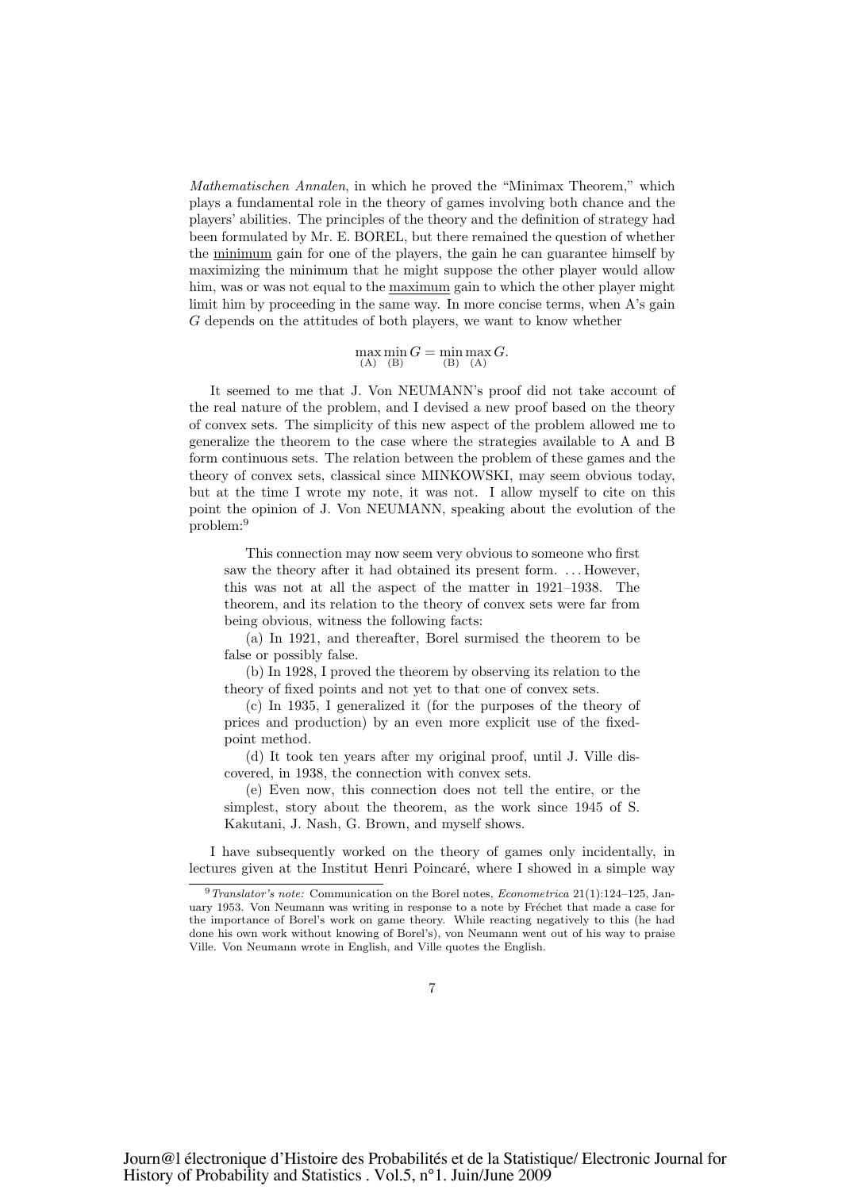*Mathematischen Annalen*, in which he proved the "Minimax Theorem," which plays a fundamental role in the theory of games involving both chance and the players' abilities. The principles of the theory and the definition of strategy had been formulated by Mr. E. BOREL, but there remained the question of whether the <u>minimum</u> gain for one of the players, the gain he can guarantee himself by maximizing the minimum that he might suppose the other player would allow him, was or was not equal to the <u>maximum</u> gain to which the other player might limit him by proceeding in the same way. In more concise terms, when A's gain $G$ depends on the attitudes of both players, we want to know whether

$$\max_{(A)} \min_{(B)} G = \min_{(B)} \max_{(A)} G.$$

It seemed to me that J. Von NEUMANN's proof did not take account of the real nature of the problem, and I devised a new proof based on the theory of convex sets. The simplicity of this new aspect of the problem allowed me to generalize the theorem to the case where the strategies available to A and B form continuous sets. The relation between the problem of these games and the theory of convex sets, classical since MINKOWSKI, may seem obvious today, but at the time I wrote my note, it was not. I allow myself to cite on this point the opinion of J. Von NEUMANN, speaking about the evolution of the problem:[9]

> This connection may now seem very obvious to someone who first saw the theory after it had obtained its present form. . . . However, this was not at all the aspect of the matter in 1921–1938. The theorem, and its relation to the theory of convex sets were far from being obvious, witness the following facts:
>
> (a) In 1921, and thereafter, Borel surmised the theorem to be false or possibly false.
>
> (b) In 1928, I proved the theorem by observing its relation to the theory of fixed points and not yet to that one of convex sets.
>
> (c) In 1935, I generalized it (for the purposes of the theory of prices and production) by an even more explicit use of the fixed-point method.
>
> (d) It took ten years after my original proof, until J. Ville discovered, in 1938, the connection with convex sets.
>
> (e) Even now, this connection does not tell the entire, or the simplest, story about the theorem, as the work since 1945 of S. Kakutani, J. Nash, G. Brown, and myself shows.

I have subsequently worked on the theory of games only incidentally, in lectures given at the Institut Henri Poincaré, where I showed in a simple way

[9] *Translator's note:* Communication on the Borel notes, *Econometrica* 21(1):124–125, January 1953. Von Neumann was writing in response to a note by Fréchet that made a case for the importance of Borel's work on game theory. While reacting negatively to this (he had done his own work without knowing of Borel's), von Neumann went out of his way to praise Ville. Von Neumann wrote in English, and Ville quotes the English.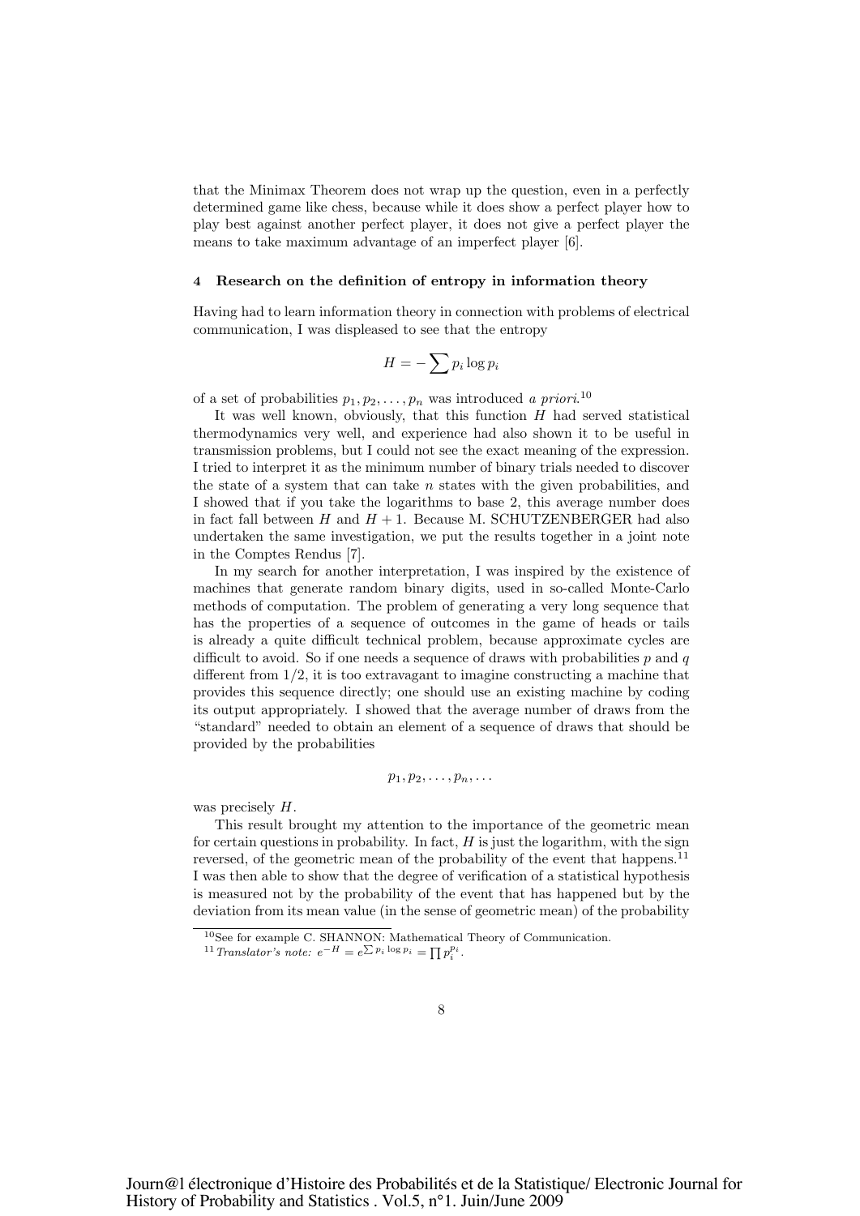that the Minimax Theorem does not wrap up the question, even in a perfectly determined game like chess, because while it does show a perfect player how to play best against another perfect player, it does not give a perfect player the means to take maximum advantage of an imperfect player [6].

## 4 Research on the definition of entropy in information theory

Having had to learn information theory in connection with problems of electrical communication, I was displeased to see that the entropy

$$H = -\sum p_i \log p_i$$

of a set of probabilities $p_1, p_2, \ldots, p_n$ was introduced *a priori*.[10]

It was well known, obviously, that this function $H$ had served statistical thermodynamics very well, and experience had also shown it to be useful in transmission problems, but I could not see the exact meaning of the expression. I tried to interpret it as the minimum number of binary trials needed to discover the state of a system that can take $n$ states with the given probabilities, and I showed that if you take the logarithms to base 2, this average number does in fact fall between $H$ and $H + 1$. Because M. SCHUTZENBERGER had also undertaken the same investigation, we put the results together in a joint note in the Comptes Rendus [7].

In my search for another interpretation, I was inspired by the existence of machines that generate random binary digits, used in so-called Monte-Carlo methods of computation. The problem of generating a very long sequence that has the properties of a sequence of outcomes in the game of heads or tails is already a quite difficult technical problem, because approximate cycles are difficult to avoid. So if one needs a sequence of draws with probabilities $p$ and $q$ different from $1/2$, it is too extravagant to imagine constructing a machine that provides this sequence directly; one should use an existing machine by coding its output appropriately. I showed that the average number of draws from the "standard" needed to obtain an element of a sequence of draws that should be provided by the probabilities

$$p_1, p_2, \ldots, p_n, \ldots$$

was precisely $H$.

This result brought my attention to the importance of the geometric mean for certain questions in probability. In fact, $H$ is just the logarithm, with the sign reversed, of the geometric mean of the probability of the event that happens.[11] I was then able to show that the degree of verification of a statistical hypothesis is measured not by the probability of the event that has happened but by the deviation from its mean value (in the sense of geometric mean) of the probability

---

[10] See for example C. SHANNON: Mathematical Theory of Communication.

[11] *Translator's note:* $e^{-H} = e^{\sum p_i \log p_i} = \prod p_i^{p_i}$.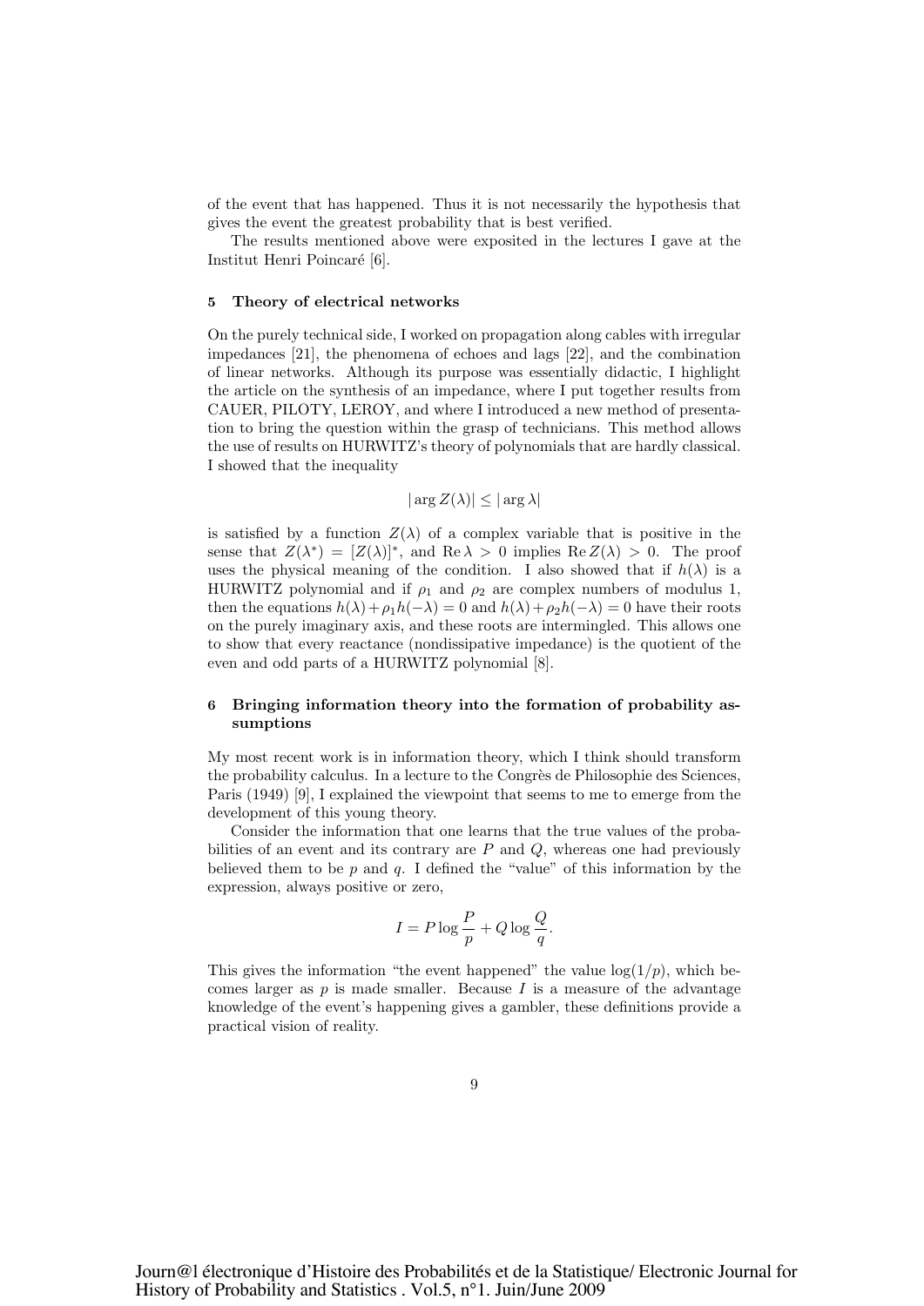of the event that has happened. Thus it is not necessarily the hypothesis that gives the event the greatest probability that is best verified.

The results mentioned above were exposited in the lectures I gave at the Institut Henri Poincaré [6].

## 5 Theory of electrical networks

On the purely technical side, I worked on propagation along cables with irregular impedances [21], the phenomena of echoes and lags [22], and the combination of linear networks. Although its purpose was essentially didactic, I highlight the article on the synthesis of an impedance, where I put together results from CAUER, PILOTY, LEROY, and where I introduced a new method of presentation to bring the question within the grasp of technicians. This method allows the use of results on HURWITZ's theory of polynomials that are hardly classical. I showed that the inequality

$$|\arg Z(\lambda)| \leq |\arg \lambda|$$

is satisfied by a function $Z(\lambda)$ of a complex variable that is positive in the sense that $Z(\lambda^*) = [Z(\lambda)]^*$, and $\operatorname{Re}\lambda > 0$ implies $\operatorname{Re} Z(\lambda) > 0$. The proof uses the physical meaning of the condition. I also showed that if $h(\lambda)$ is a HURWITZ polynomial and if $\rho_1$ and $\rho_2$ are complex numbers of modulus 1, then the equations $h(\lambda)+\rho_1 h(-\lambda) = 0$ and $h(\lambda)+\rho_2 h(-\lambda) = 0$ have their roots on the purely imaginary axis, and these roots are intermingled. This allows one to show that every reactance (nondissipative impedance) is the quotient of the even and odd parts of a HURWITZ polynomial [8].

## 6 Bringing information theory into the formation of probability assumptions

My most recent work is in information theory, which I think should transform the probability calculus. In a lecture to the Congrès de Philosophie des Sciences, Paris (1949) [9], I explained the viewpoint that seems to me to emerge from the development of this young theory.

Consider the information that one learns that the true values of the probabilities of an event and its contrary are $P$ and $Q$, whereas one had previously believed them to be $p$ and $q$. I defined the "value" of this information by the expression, always positive or zero,

$$I = P \log \frac{P}{p} + Q \log \frac{Q}{q}.$$

This gives the information "the event happened" the value $\log(1/p)$, which becomes larger as $p$ is made smaller. Because $I$ is a measure of the advantage knowledge of the event's happening gives a gambler, these definitions provide a practical vision of reality.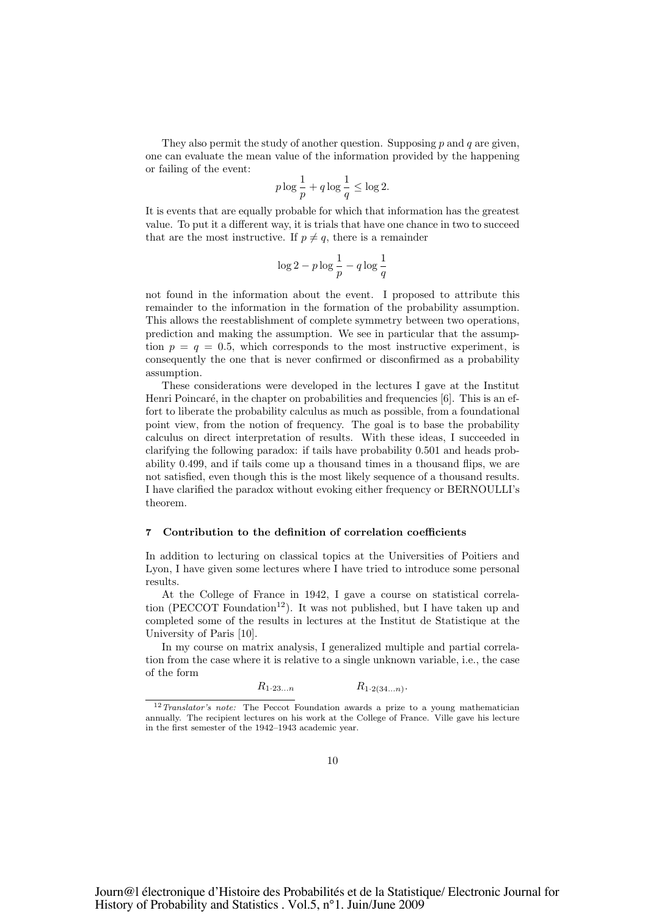They also permit the study of another question. Supposing $p$ and $q$ are given, one can evaluate the mean value of the information provided by the happening or failing of the event:

$$p \log \frac{1}{p} + q \log \frac{1}{q} \leq \log 2.$$

It is events that are equally probable for which that information has the greatest value. To put it a different way, it is trials that have one chance in two to succeed that are the most instructive. If $p \neq q$, there is a remainder

$$\log 2 - p \log \frac{1}{p} - q \log \frac{1}{q}$$

not found in the information about the event. I proposed to attribute this remainder to the information in the formation of the probability assumption. This allows the reestablishment of complete symmetry between two operations, prediction and making the assumption. We see in particular that the assumption $p = q = 0.5$, which corresponds to the most instructive experiment, is consequently the one that is never confirmed or disconfirmed as a probability assumption.

These considerations were developed in the lectures I gave at the Institut Henri Poincaré, in the chapter on probabilities and frequencies [6]. This is an effort to liberate the probability calculus as much as possible, from a foundational point view, from the notion of frequency. The goal is to base the probability calculus on direct interpretation of results. With these ideas, I succeeded in clarifying the following paradox: if tails have probability 0.501 and heads probability 0.499, and if tails come up a thousand times in a thousand flips, we are not satisfied, even though this is the most likely sequence of a thousand results. I have clarified the paradox without evoking either frequency or BERNOULLI's theorem.

## 7 Contribution to the definition of correlation coefficients

In addition to lecturing on classical topics at the Universities of Poitiers and Lyon, I have given some lectures where I have tried to introduce some personal results.

At the College of France in 1942, I gave a course on statistical correlation (PECCOT Foundation[12]). It was not published, but I have taken up and completed some of the results in lectures at the Institut de Statistique at the University of Paris [10].

In my course on matrix analysis, I generalized multiple and partial correlation from the case where it is relative to a single unknown variable, i.e., the case of the form

$$R_{1 \cdot 23 \ldots n} \qquad\qquad R_{1 \cdot 2(34 \ldots n)}.$$

[12] *Translator's note:* The Peccot Foundation awards a prize to a young mathematician annually. The recipient lectures on his work at the College of France. Ville gave his lecture in the first semester of the 1942–1943 academic year.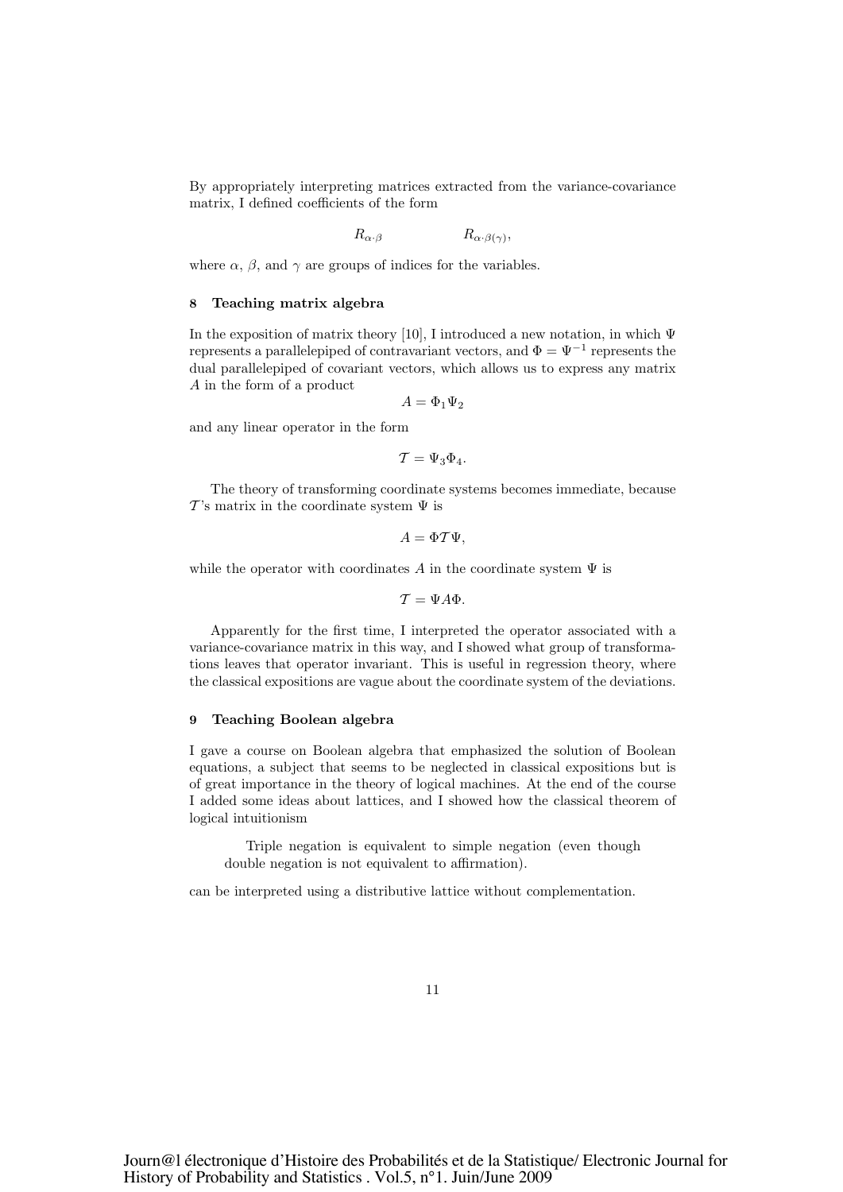By appropriately interpreting matrices extracted from the variance-covariance matrix, I defined coefficients of the form

$$R_{\alpha\cdot\beta} \qquad\qquad R_{\alpha\cdot\beta(\gamma)},$$

where $\alpha$, $\beta$, and $\gamma$ are groups of indices for the variables.

## 8 Teaching matrix algebra

In the exposition of matrix theory [10], I introduced a new notation, in which $\Psi$ represents a parallelepiped of contravariant vectors, and $\Phi = \Psi^{-1}$ represents the dual parallelepiped of covariant vectors, which allows us to express any matrix $A$ in the form of a product

$$A = \Phi_1 \Psi_2$$

and any linear operator in the form

$$\mathcal{T} = \Psi_3 \Phi_4.$$

The theory of transforming coordinate systems becomes immediate, because $\mathcal{T}$'s matrix in the coordinate system $\Psi$ is

$$A = \Phi \mathcal{T} \Psi,$$

while the operator with coordinates $A$ in the coordinate system $\Psi$ is

$$\mathcal{T} = \Psi A \Phi.$$

Apparently for the first time, I interpreted the operator associated with a variance-covariance matrix in this way, and I showed what group of transformations leaves that operator invariant. This is useful in regression theory, where the classical expositions are vague about the coordinate system of the deviations.

## 9 Teaching Boolean algebra

I gave a course on Boolean algebra that emphasized the solution of Boolean equations, a subject that seems to be neglected in classical expositions but is of great importance in the theory of logical machines. At the end of the course I added some ideas about lattices, and I showed how the classical theorem of logical intuitionism

> Triple negation is equivalent to simple negation (even though double negation is not equivalent to affirmation).

can be interpreted using a distributive lattice without complementation.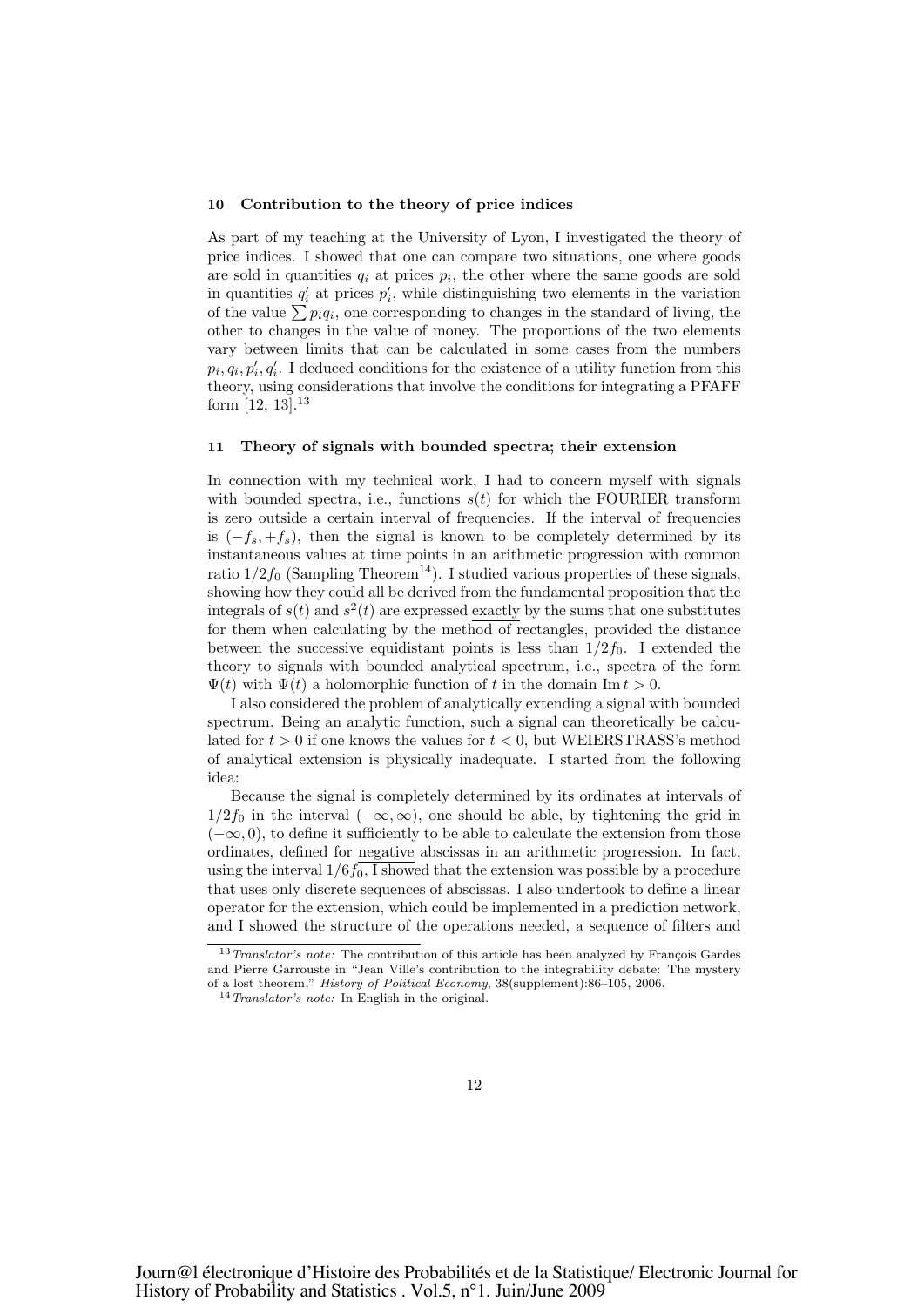## 10 Contribution to the theory of price indices

As part of my teaching at the University of Lyon, I investigated the theory of price indices. I showed that one can compare two situations, one where goods are sold in quantities $q_i$ at prices $p_i$, the other where the same goods are sold in quantities $q_i'$ at prices $p_i'$, while distinguishing two elements in the variation of the value $\sum p_i q_i$, one corresponding to changes in the standard of living, the other to changes in the value of money. The proportions of the two elements vary between limits that can be calculated in some cases from the numbers $p_i, q_i, p_i', q_i'$. I deduced conditions for the existence of a utility function from this theory, using considerations that involve the conditions for integrating a PFAFF form [12, 13].[13]

## 11 Theory of signals with bounded spectra; their extension

In connection with my technical work, I had to concern myself with signals with bounded spectra, i.e., functions $s(t)$ for which the FOURIER transform is zero outside a certain interval of frequencies. If the interval of frequencies is $(-f_s, +f_s)$, then the signal is known to be completely determined by its instantaneous values at time points in an arithmetic progression with common ratio $1/2f_0$ (Sampling Theorem[14]). I studied various properties of these signals, showing how they could all be derived from the fundamental proposition that the integrals of $s(t)$ and $s^2(t)$ are expressed exactly by the sums that one substitutes for them when calculating by the method of rectangles, provided the distance between the successive equidistant points is less than $1/2f_0$. I extended the theory to signals with bounded analytical spectrum, i.e., spectra of the form $\Psi(t)$ with $\Psi(t)$ a holomorphic function of $t$ in the domain $\operatorname{Im} t > 0$.

I also considered the problem of analytically extending a signal with bounded spectrum. Being an analytic function, such a signal can theoretically be calculated for $t > 0$ if one knows the values for $t < 0$, but WEIERSTRASS's method of analytical extension is physically inadequate. I started from the following idea:

Because the signal is completely determined by its ordinates at intervals of $1/2f_0$ in the interval $(-\infty, \infty)$, one should be able, by tightening the grid in $(-\infty, 0)$, to define it sufficiently to be able to calculate the extension from those ordinates, defined for negative abscissas in an arithmetic progression. In fact, using the interval $1/6f_0$, I showed that the extension was possible by a procedure that uses only discrete sequences of abscissas. I also undertook to define a linear operator for the extension, which could be implemented in a prediction network, and I showed the structure of the operations needed, a sequence of filters and

---

[13] *Translator's note:* The contribution of this article has been analyzed by François Gardes and Pierre Garrouste in "Jean Ville's contribution to the integrability debate: The mystery of a lost theorem," *History of Political Economy*, 38(supplement):86–105, 2006.

[14] *Translator's note:* In English in the original.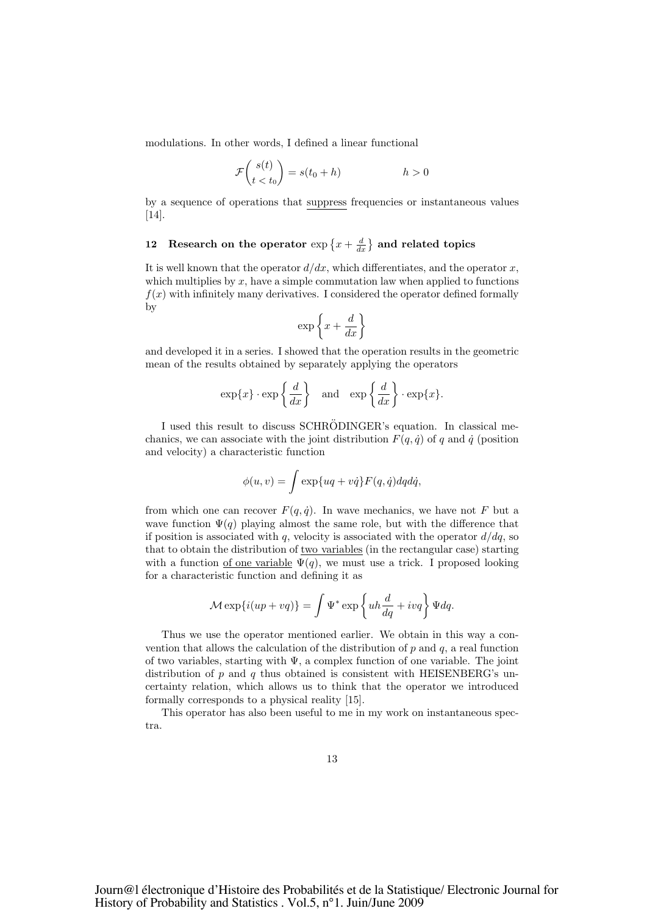modulations. In other words, I defined a linear functional

$$\mathcal{F}\binom{s(t)}{t < t_0} = s(t_0 + h) \qquad\qquad h > 0$$

by a sequence of operations that suppress frequencies or instantaneous values [14].

## 12 Research on the operator $\exp\left\{x + \frac{d}{dx}\right\}$ and related topics

It is well known that the operator $d/dx$, which differentiates, and the operator $x$, which multiplies by $x$, have a simple commutation law when applied to functions $f(x)$ with infinitely many derivatives. I considered the operator defined formally by

$$\exp\left\{x + \frac{d}{dx}\right\}$$

and developed it in a series. I showed that the operation results in the geometric mean of the results obtained by separately applying the operators

$$\exp\{x\} \cdot \exp\left\{\frac{d}{dx}\right\} \quad \text{and} \quad \exp\left\{\frac{d}{dx}\right\} \cdot \exp\{x\}.$$

I used this result to discuss SCHRÖDINGER's equation. In classical mechanics, we can associate with the joint distribution $F(q, \dot{q})$ of $q$ and $\dot{q}$ (position and velocity) a characteristic function

$$\phi(u, v) = \int \exp\{uq + v\dot{q}\} F(q, \dot{q}) dq d\dot{q},$$

from which one can recover $F(q, \dot{q})$. In wave mechanics, we have not $F$ but a wave function $\Psi(q)$ playing almost the same role, but with the difference that if position is associated with $q$, velocity is associated with the operator $d/dq$, so that to obtain the distribution of two variables (in the rectangular case) starting with a function of one variable $\Psi(q)$, we must use a trick. I proposed looking for a characteristic function and defining it as

$$\mathcal{M} \exp\{i(up + vq)\} = \int \Psi^* \exp\left\{uh\frac{d}{dq} + ivq\right\} \Psi dq.$$

Thus we use the operator mentioned earlier. We obtain in this way a convention that allows the calculation of the distribution of $p$ and $q$, a real function of two variables, starting with $\Psi$, a complex function of one variable. The joint distribution of $p$ and $q$ thus obtained is consistent with HEISENBERG's uncertainty relation, which allows us to think that the operator we introduced formally corresponds to a physical reality [15].

This operator has also been useful to me in my work on instantaneous spectra.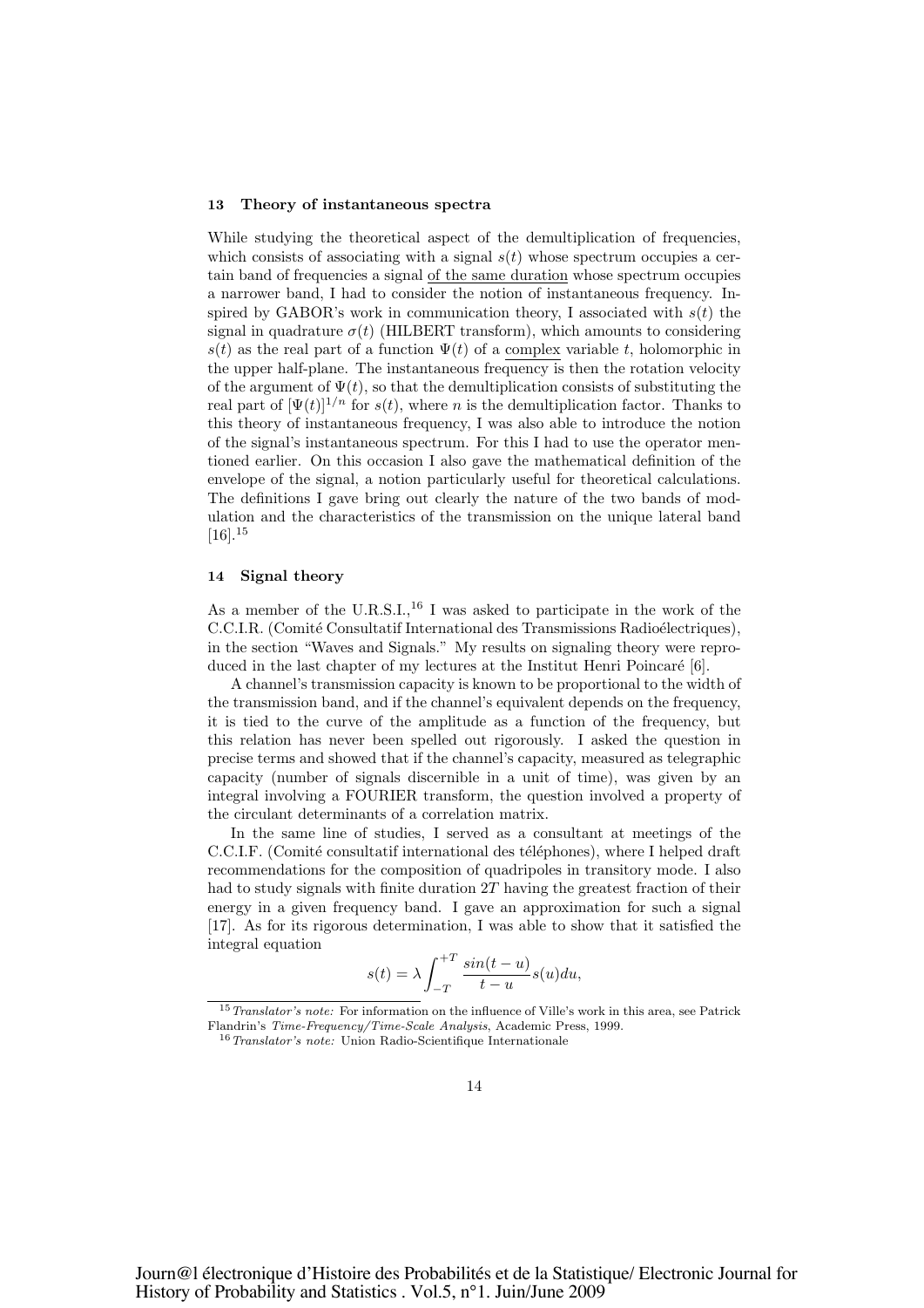## 13 Theory of instantaneous spectra

While studying the theoretical aspect of the demultiplication of frequencies, which consists of associating with a signal $s(t)$ whose spectrum occupies a certain band of frequencies a signal <u>of the same duration</u> whose spectrum occupies a narrower band, I had to consider the notion of instantaneous frequency. Inspired by GABOR's work in communication theory, I associated with $s(t)$ the signal in quadrature $\sigma(t)$ (HILBERT transform), which amounts to considering $s(t)$ as the real part of a function $\Psi(t)$ of a <u>complex</u> variable $t$, holomorphic in the upper half-plane. The instantaneous frequency is then the rotation velocity of the argument of $\Psi(t)$, so that the demultiplication consists of substituting the real part of $[\Psi(t)]^{1/n}$ for $s(t)$, where $n$ is the demultiplication factor. Thanks to this theory of instantaneous frequency, I was also able to introduce the notion of the signal's instantaneous spectrum. For this I had to use the operator mentioned earlier. On this occasion I also gave the mathematical definition of the envelope of the signal, a notion particularly useful for theoretical calculations. The definitions I gave bring out clearly the nature of the two bands of modulation and the characteristics of the transmission on the unique lateral band [16].[15]

## 14 Signal theory

As a member of the U.R.S.I.,[16] I was asked to participate in the work of the C.C.I.R. (Comité Consultatif International des Transmissions Radioélectriques), in the section "Waves and Signals." My results on signaling theory were reproduced in the last chapter of my lectures at the Institut Henri Poincaré [6].

A channel's transmission capacity is known to be proportional to the width of the transmission band, and if the channel's equivalent depends on the frequency, it is tied to the curve of the amplitude as a function of the frequency, but this relation has never been spelled out rigorously. I asked the question in precise terms and showed that if the channel's capacity, measured as telegraphic capacity (number of signals discernible in a unit of time), was given by an integral involving a FOURIER transform, the question involved a property of the circulant determinants of a correlation matrix.

In the same line of studies, I served as a consultant at meetings of the C.C.I.F. (Comité consultatif international des téléphones), where I helped draft recommendations for the composition of quadripoles in transitory mode. I also had to study signals with finite duration $2T$ having the greatest fraction of their energy in a given frequency band. I gave an approximation for such a signal [17]. As for its rigorous determination, I was able to show that it satisfied the integral equation

$$s(t) = \lambda \int_{-T}^{+T} \frac{sin(t-u)}{t-u} s(u) du,$$

[15] *Translator's note:* For information on the influence of Ville's work in this area, see Patrick Flandrin's *Time-Frequency/Time-Scale Analysis*, Academic Press, 1999.

[16] *Translator's note:* Union Radio-Scientifique Internationale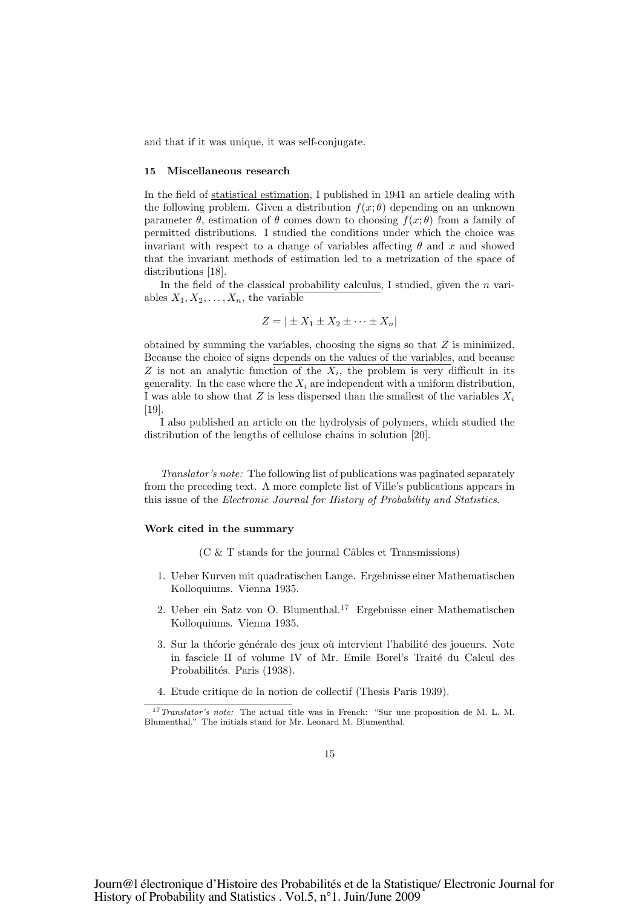and that if it was unique, it was self-conjugate.

### 15 Miscellaneous research

In the field of statistical estimation, I published in 1941 an article dealing with the following problem. Given a distribution $f(x;\theta)$ depending on an unknown parameter $\theta$, estimation of $\theta$ comes down to choosing $f(x;\theta)$ from a family of permitted distributions. I studied the conditions under which the choice was invariant with respect to a change of variables affecting $\theta$ and $x$ and showed that the invariant methods of estimation led to a metrization of the space of distributions [18].

In the field of the classical probability calculus, I studied, given the $n$ variables $X_1, X_2, \ldots, X_n$, the variable

$$Z = |\pm X_1 \pm X_2 \pm \cdots \pm X_n|$$

obtained by summing the variables, choosing the signs so that $Z$ is minimized. Because the choice of signs depends on the values of the variables, and because $Z$ is not an analytic function of the $X_i$, the problem is very difficult in its generality. In the case where the $X_i$ are independent with a uniform distribution, I was able to show that $Z$ is less dispersed than the smallest of the variables $X_i$ [19].

I also published an article on the hydrolysis of polymers, which studied the distribution of the lengths of cellulose chains in solution [20].

*Translator's note:* The following list of publications was paginated separately from the preceding text. A more complete list of Ville's publications appears in this issue of the *Electronic Journal for History of Probability and Statistics*.

#### Work cited in the summary

(C & T stands for the journal Câbles et Transmissions)

1. Ueber Kurven mit quadratischen Lange. Ergebnisse einer Mathematischen Kolloquiums. Vienna 1935.
2. Ueber ein Satz von O. Blumenthal.[17] Ergebnisse einer Mathematischen Kolloquiums. Vienna 1935.
3. Sur la théorie générale des jeux où intervient l'habilité des joueurs. Note in fascicle II of volume IV of Mr. Emile Borel's Traité du Calcul des Probabilités. Paris (1938).
4. Etude critique de la notion de collectif (Thesis Paris 1939).

[17] *Translator's note:* The actual title was in French: "Sur une proposition de M. L. M. Blumenthal." The initials stand for Mr. Leonard M. Blumenthal.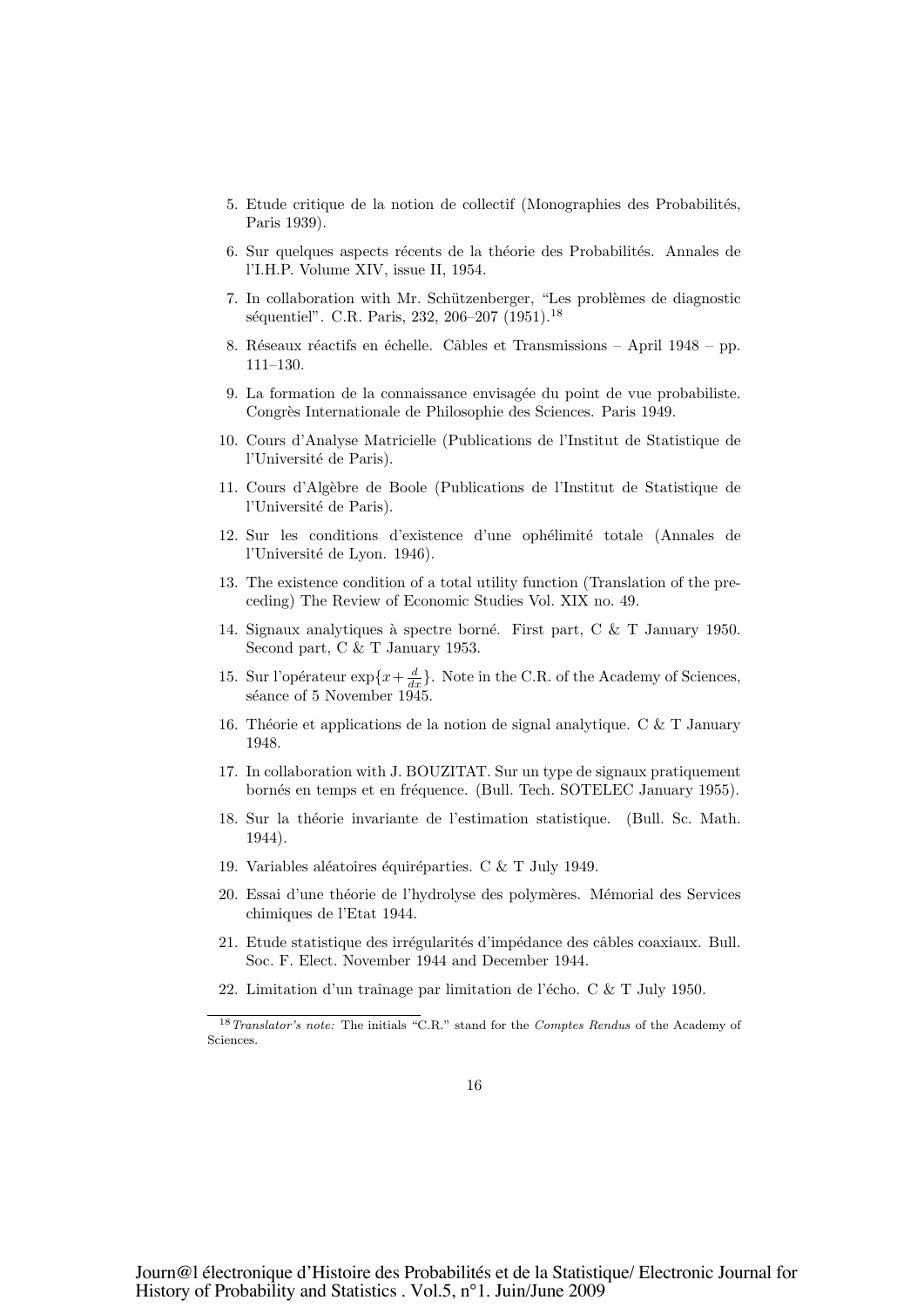5. Etude critique de la notion de collectif (Monographies des Probabilités, Paris 1939).

6. Sur quelques aspects récents de la théorie des Probabilités. Annales de l'I.H.P. Volume XIV, issue II, 1954.

7. In collaboration with Mr. Schützenberger, "Les problèmes de diagnostic séquentiel". C.R. Paris, 232, 206–207 (1951).[18]

8. Réseaux réactifs en échelle. Câbles et Transmissions – April 1948 – pp. 111–130.

9. La formation de la connaissance envisagée du point de vue probabiliste. Congrès Internationale de Philosophie des Sciences. Paris 1949.

10. Cours d'Analyse Matricielle (Publications de l'Institut de Statistique de l'Université de Paris).

11. Cours d'Algèbre de Boole (Publications de l'Institut de Statistique de l'Université de Paris).

12. Sur les conditions d'existence d'une ophélimité totale (Annales de l'Université de Lyon. 1946).

13. The existence condition of a total utility function (Translation of the preceding) The Review of Economic Studies Vol. XIX no. 49.

14. Signaux analytiques à spectre borné. First part, C & T January 1950. Second part, C & T January 1953.

15. Sur l'opérateur $\exp\{x + \frac{d}{dx}\}$. Note in the C.R. of the Academy of Sciences, séance of 5 November 1945.

16. Théorie et applications de la notion de signal analytique. C & T January 1948.

17. In collaboration with J. BOUZITAT. Sur un type de signaux pratiquement bornés en temps et en fréquence. (Bull. Tech. SOTELEC January 1955).

18. Sur la théorie invariante de l'estimation statistique. (Bull. Sc. Math. 1944).

19. Variables aléatoires équiréparties. C & T July 1949.

20. Essai d'une théorie de l'hydrolyse des polymères. Mémorial des Services chimiques de l'Etat 1944.

21. Etude statistique des irrégularités d'impédance des câbles coaxiaux. Bull. Soc. F. Elect. November 1944 and December 1944.

22. Limitation d'un traînage par limitation de l'écho. C & T July 1950.

[18] *Translator's note:* The initials "C.R." stand for the *Comptes Rendus* of the Academy of Sciences.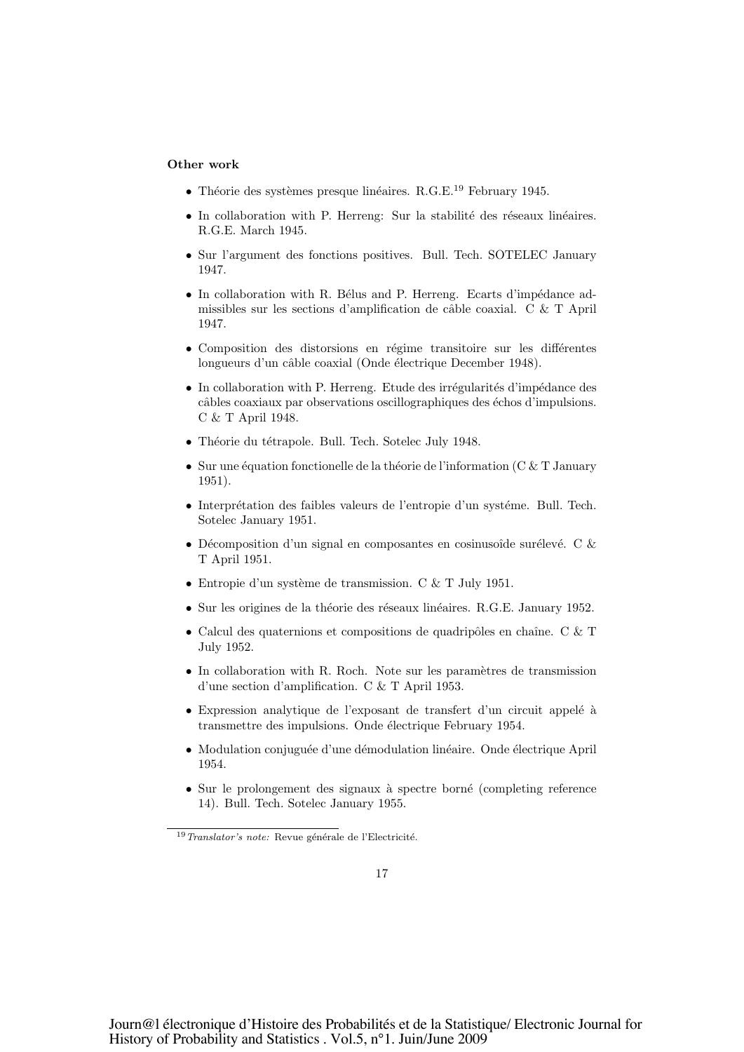**Other work**

- Théorie des systèmes presque linéaires. R.G.E.[19] February 1945.
- In collaboration with P. Herreng: Sur la stabilité des réseaux linéaires. R.G.E. March 1945.
- Sur l'argument des fonctions positives. Bull. Tech. SOTELEC January 1947.
- In collaboration with R. Bélus and P. Herreng. Ecarts d'impédance admissibles sur les sections d'amplification de câble coaxial. C & T April 1947.
- Composition des distorsions en régime transitoire sur les différentes longueurs d'un câble coaxial (Onde électrique December 1948).
- In collaboration with P. Herreng. Etude des irrégularités d'impédance des câbles coaxiaux par observations oscillographiques des échos d'impulsions. C & T April 1948.
- Théorie du tétrapole. Bull. Tech. Sotelec July 1948.
- Sur une équation fonctionelle de la théorie de l'information (C & T January 1951).
- Interprétation des faibles valeurs de l'entropie d'un systéme. Bull. Tech. Sotelec January 1951.
- Décomposition d'un signal en composantes en cosinusoîde surélevé. C & T April 1951.
- Entropie d'un système de transmission. C & T July 1951.
- Sur les origines de la théorie des réseaux linéaires. R.G.E. January 1952.
- Calcul des quaternions et compositions de quadripôles en chaîne. C & T July 1952.
- In collaboration with R. Roch. Note sur les paramètres de transmission d'une section d'amplification. C & T April 1953.
- Expression analytique de l'exposant de transfert d'un circuit appelé à transmettre des impulsions. Onde électrique February 1954.
- Modulation conjuguée d'une démodulation linéaire. Onde électrique April 1954.
- Sur le prolongement des signaux à spectre borné (completing reference 14). Bull. Tech. Sotelec January 1955.

[19] *Translator's note:* Revue générale de l'Electricité.